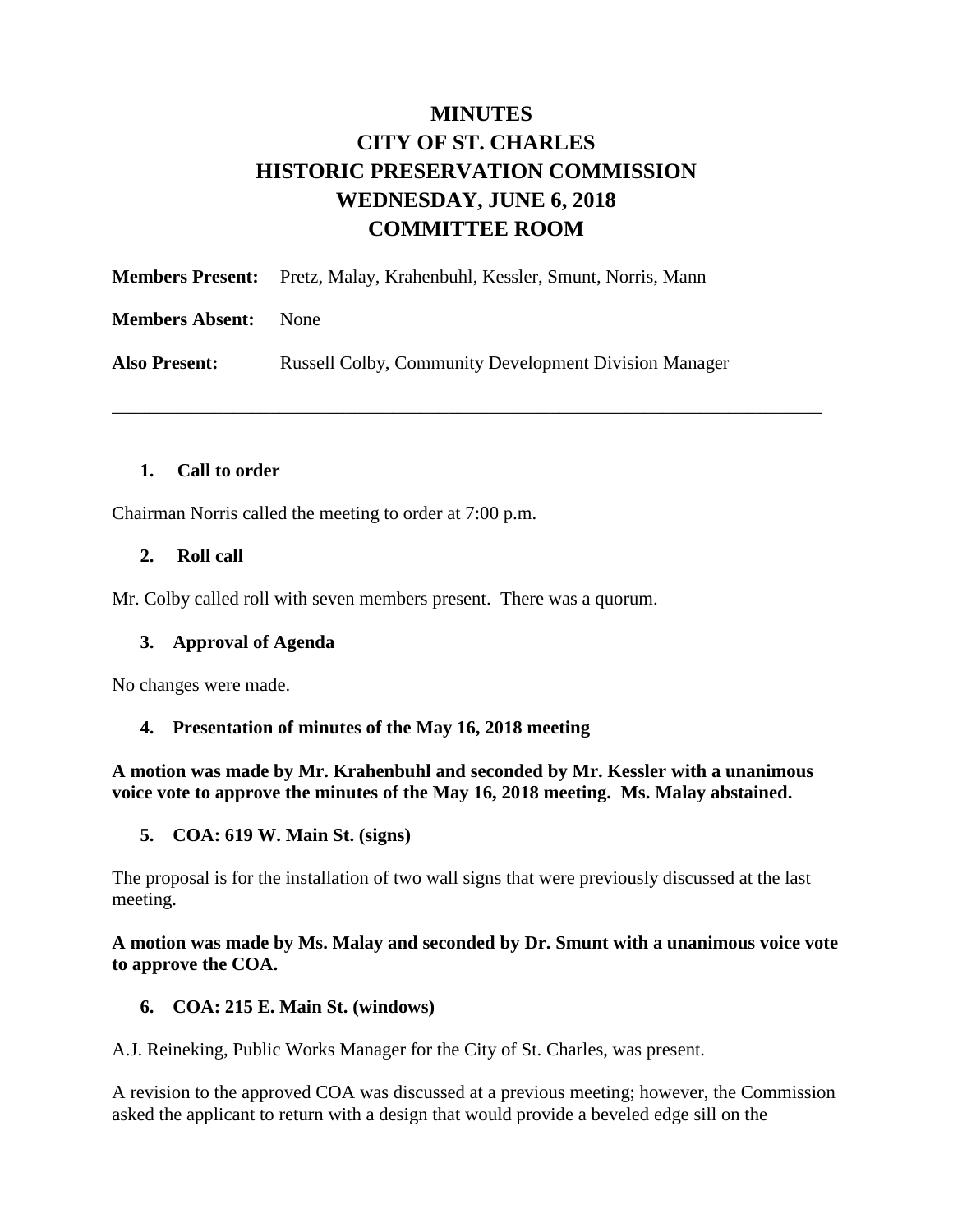# MINUTES
# CITY OF ST. CHARLES
# HISTORIC PRESERVATION COMMISSION
# WEDNESDAY, JUNE 6, 2018
# COMMITTEE ROOM

**Members Present:** Pretz, Malay, Krahenbuhl, Kessler, Smunt, Norris, Mann

**Members Absent:** None

**Also Present:** Russell Colby, Community Development Division Manager

---

### 1. Call to order

Chairman Norris called the meeting to order at 7:00 p.m.

### 2. Roll call

Mr. Colby called roll with seven members present. There was a quorum.

### 3. Approval of Agenda

No changes were made.

### 4. Presentation of minutes of the May 16, 2018 meeting

**A motion was made by Mr. Krahenbuhl and seconded by Mr. Kessler with a unanimous voice vote to approve the minutes of the May 16, 2018 meeting. Ms. Malay abstained.**

### 5. COA: 619 W. Main St. (signs)

The proposal is for the installation of two wall signs that were previously discussed at the last meeting.

**A motion was made by Ms. Malay and seconded by Dr. Smunt with a unanimous voice vote to approve the COA.**

### 6. COA: 215 E. Main St. (windows)

A.J. Reineking, Public Works Manager for the City of St. Charles, was present.

A revision to the approved COA was discussed at a previous meeting; however, the Commission asked the applicant to return with a design that would provide a beveled edge sill on the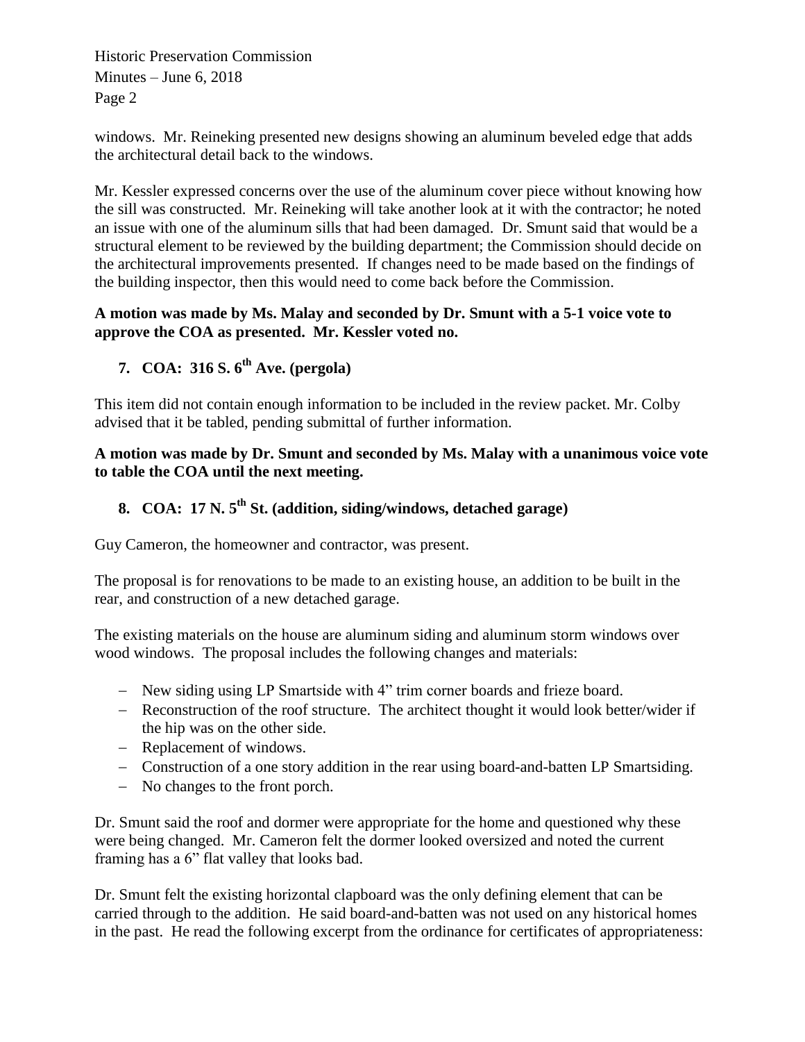windows. Mr. Reineking presented new designs showing an aluminum beveled edge that adds the architectural detail back to the windows.

Mr. Kessler expressed concerns over the use of the aluminum cover piece without knowing how the sill was constructed. Mr. Reineking will take another look at it with the contractor; he noted an issue with one of the aluminum sills that had been damaged. Dr. Smunt said that would be a structural element to be reviewed by the building department; the Commission should decide on the architectural improvements presented. If changes need to be made based on the findings of the building inspector, then this would need to come back before the Commission.

**A motion was made by Ms. Malay and seconded by Dr. Smunt with a 5-1 voice vote to approve the COA as presented. Mr. Kessler voted no.**

### 7. COA: 316 S. 6th Ave. (pergola)

This item did not contain enough information to be included in the review packet. Mr. Colby advised that it be tabled, pending submittal of further information.

**A motion was made by Dr. Smunt and seconded by Ms. Malay with a unanimous voice vote to table the COA until the next meeting.**

### 8. COA: 17 N. 5th St. (addition, siding/windows, detached garage)

Guy Cameron, the homeowner and contractor, was present.

The proposal is for renovations to be made to an existing house, an addition to be built in the rear, and construction of a new detached garage.

The existing materials on the house are aluminum siding and aluminum storm windows over wood windows. The proposal includes the following changes and materials:

- New siding using LP Smartside with 4" trim corner boards and frieze board.
- Reconstruction of the roof structure. The architect thought it would look better/wider if the hip was on the other side.
- Replacement of windows.
- Construction of a one story addition in the rear using board-and-batten LP Smartsiding.
- No changes to the front porch.

Dr. Smunt said the roof and dormer were appropriate for the home and questioned why these were being changed. Mr. Cameron felt the dormer looked oversized and noted the current framing has a 6" flat valley that looks bad.

Dr. Smunt felt the existing horizontal clapboard was the only defining element that can be carried through to the addition. He said board-and-batten was not used on any historical homes in the past. He read the following excerpt from the ordinance for certificates of appropriateness: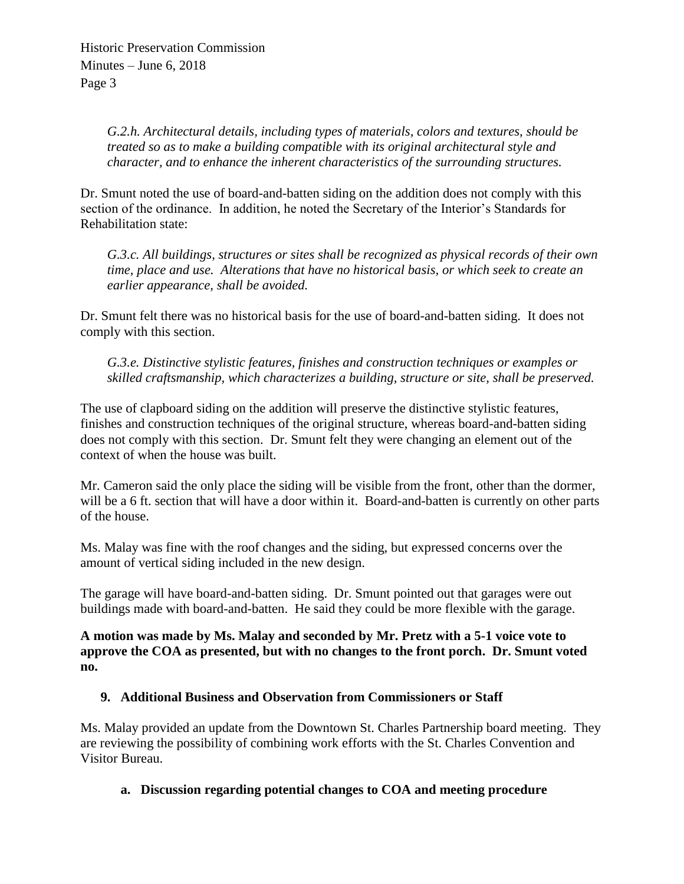*G.2.h. Architectural details, including types of materials, colors and textures, should be treated so as to make a building compatible with its original architectural style and character, and to enhance the inherent characteristics of the surrounding structures.*

Dr. Smunt noted the use of board-and-batten siding on the addition does not comply with this section of the ordinance. In addition, he noted the Secretary of the Interior's Standards for Rehabilitation state:

*G.3.c. All buildings, structures or sites shall be recognized as physical records of their own time, place and use. Alterations that have no historical basis, or which seek to create an earlier appearance, shall be avoided.*

Dr. Smunt felt there was no historical basis for the use of board-and-batten siding. It does not comply with this section.

*G.3.e. Distinctive stylistic features, finishes and construction techniques or examples or skilled craftsmanship, which characterizes a building, structure or site, shall be preserved.*

The use of clapboard siding on the addition will preserve the distinctive stylistic features, finishes and construction techniques of the original structure, whereas board-and-batten siding does not comply with this section. Dr. Smunt felt they were changing an element out of the context of when the house was built.

Mr. Cameron said the only place the siding will be visible from the front, other than the dormer, will be a 6 ft. section that will have a door within it. Board-and-batten is currently on other parts of the house.

Ms. Malay was fine with the roof changes and the siding, but expressed concerns over the amount of vertical siding included in the new design.

The garage will have board-and-batten siding. Dr. Smunt pointed out that garages were out buildings made with board-and-batten. He said they could be more flexible with the garage.

**A motion was made by Ms. Malay and seconded by Mr. Pretz with a 5-1 voice vote to approve the COA as presented, but with no changes to the front porch. Dr. Smunt voted no.**

## 9. Additional Business and Observation from Commissioners or Staff

Ms. Malay provided an update from the Downtown St. Charles Partnership board meeting. They are reviewing the possibility of combining work efforts with the St. Charles Convention and Visitor Bureau.

### a. Discussion regarding potential changes to COA and meeting procedure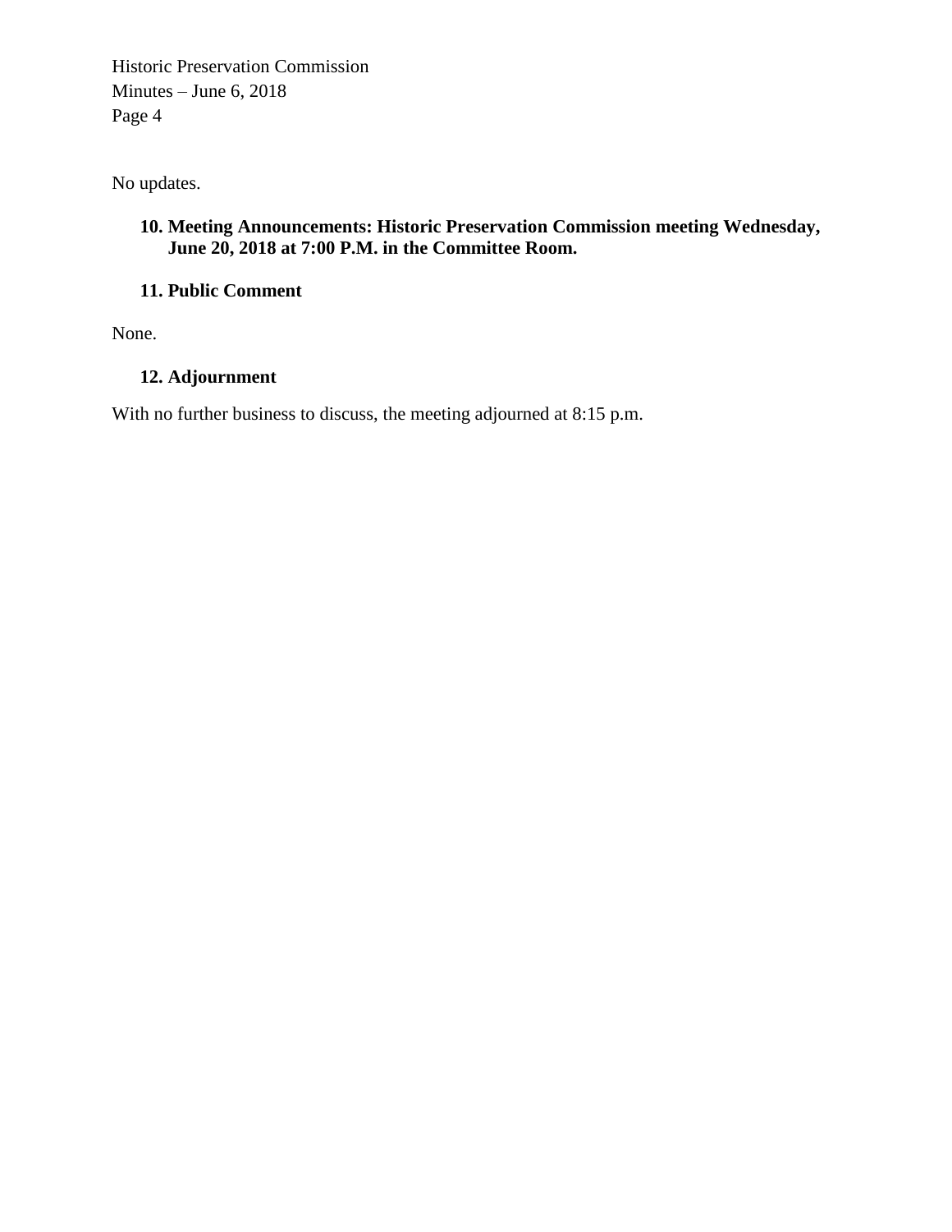No updates.

**10. Meeting Announcements: Historic Preservation Commission meeting Wednesday, June 20, 2018 at 7:00 P.M. in the Committee Room.**

**11. Public Comment**

None.

**12. Adjournment**

With no further business to discuss, the meeting adjourned at 8:15 p.m.